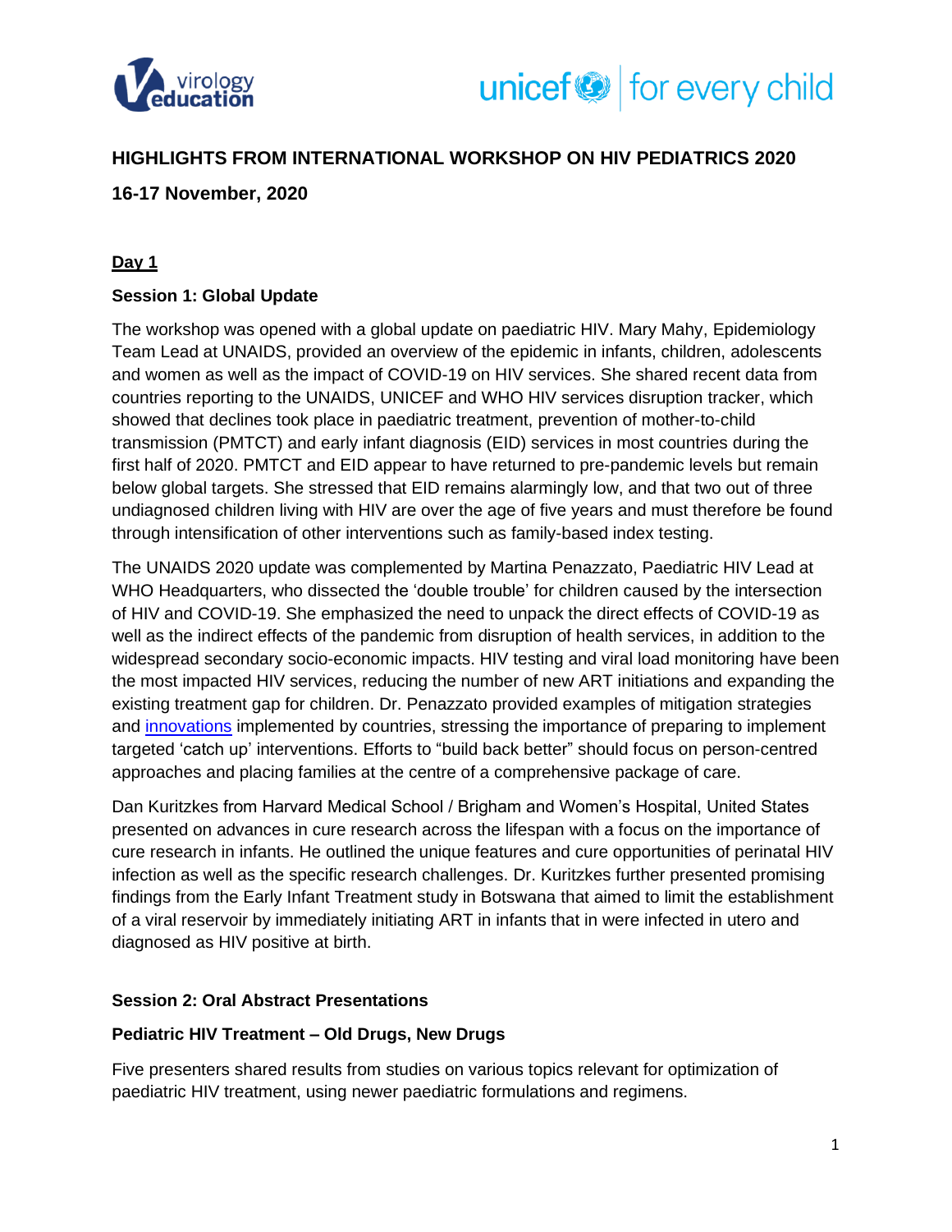# HIGHLIGHTS FROM INTERNATIONAL WORKSHOP ON HIV PEDIATRICS 2020

**16-17 November, 2020**

## Day 1

### Session 1: Global Update

The workshop was opened with a global update on paediatric HIV. Mary Mahy, Epidemiology Team Lead at UNAIDS, provided an overview of the epidemic in infants, children, adolescents and women as well as the impact of COVID-19 on HIV services. She shared recent data from countries reporting to the UNAIDS, UNICEF and WHO HIV services disruption tracker, which showed that declines took place in paediatric treatment, prevention of mother-to-child transmission (PMTCT) and early infant diagnosis (EID) services in most countries during the first half of 2020. PMTCT and EID appear to have returned to pre-pandemic levels but remain below global targets. She stressed that EID remains alarmingly low, and that two out of three undiagnosed children living with HIV are over the age of five years and must therefore be found through intensification of other interventions such as family-based index testing.

The UNAIDS 2020 update was complemented by Martina Penazzato, Paediatric HIV Lead at WHO Headquarters, who dissected the 'double trouble' for children caused by the intersection of HIV and COVID-19. She emphasized the need to unpack the direct effects of COVID-19 as well as the indirect effects of the pandemic from disruption of health services, in addition to the widespread secondary socio-economic impacts. HIV testing and viral load monitoring have been the most impacted HIV services, reducing the number of new ART initiations and expanding the existing treatment gap for children. Dr. Penazzato provided examples of mitigation strategies and innovations implemented by countries, stressing the importance of preparing to implement targeted 'catch up' interventions. Efforts to "build back better" should focus on person-centred approaches and placing families at the centre of a comprehensive package of care.

Dan Kuritzkes from Harvard Medical School / Brigham and Women's Hospital, United States presented on advances in cure research across the lifespan with a focus on the importance of cure research in infants. He outlined the unique features and cure opportunities of perinatal HIV infection as well as the specific research challenges. Dr. Kuritzkes further presented promising findings from the Early Infant Treatment study in Botswana that aimed to limit the establishment of a viral reservoir by immediately initiating ART in infants that in were infected in utero and diagnosed as HIV positive at birth.

### Session 2: Oral Abstract Presentations

#### Pediatric HIV Treatment – Old Drugs, New Drugs

Five presenters shared results from studies on various topics relevant for optimization of paediatric HIV treatment, using newer paediatric formulations and regimens.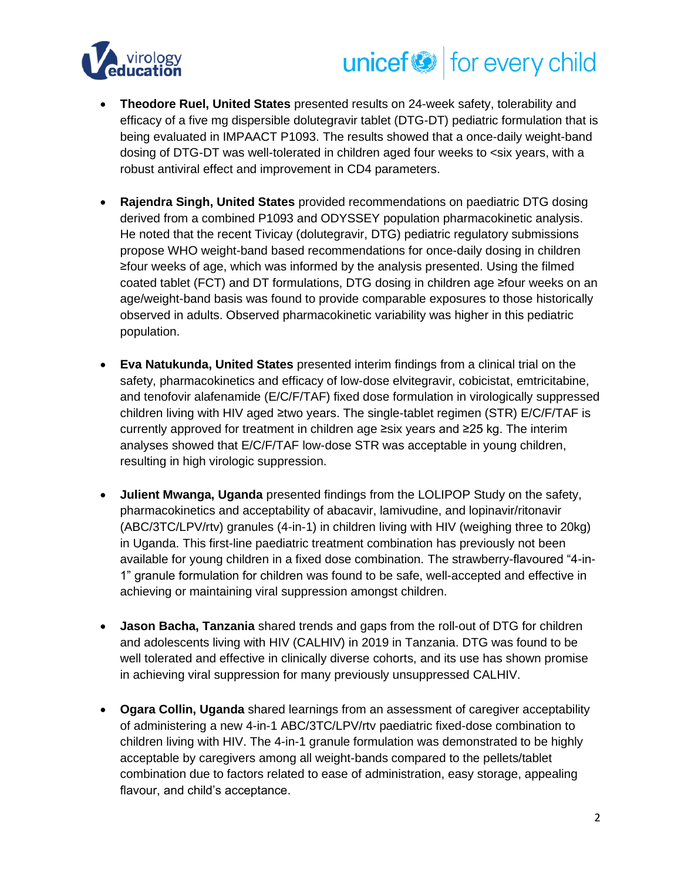- **Theodore Ruel, United States** presented results on 24-week safety, tolerability and efficacy of a five mg dispersible dolutegravir tablet (DTG-DT) pediatric formulation that is being evaluated in IMPAACT P1093. The results showed that a once-daily weight-band dosing of DTG-DT was well-tolerated in children aged four weeks to <six years, with a robust antiviral effect and improvement in CD4 parameters.

- **Rajendra Singh, United States** provided recommendations on paediatric DTG dosing derived from a combined P1093 and ODYSSEY population pharmacokinetic analysis. He noted that the recent Tivicay (dolutegravir, DTG) pediatric regulatory submissions propose WHO weight-band based recommendations for once-daily dosing in children ≥four weeks of age, which was informed by the analysis presented. Using the filmed coated tablet (FCT) and DT formulations, DTG dosing in children age ≥four weeks on an age/weight-band basis was found to provide comparable exposures to those historically observed in adults. Observed pharmacokinetic variability was higher in this pediatric population.

- **Eva Natukunda, United States** presented interim findings from a clinical trial on the safety, pharmacokinetics and efficacy of low-dose elvitegravir, cobicistat, emtricitabine, and tenofovir alafenamide (E/C/F/TAF) fixed dose formulation in virologically suppressed children living with HIV aged ≥two years. The single-tablet regimen (STR) E/C/F/TAF is currently approved for treatment in children age ≥six years and ≥25 kg. The interim analyses showed that E/C/F/TAF low-dose STR was acceptable in young children, resulting in high virologic suppression.

- **Julient Mwanga, Uganda** presented findings from the LOLIPOP Study on the safety, pharmacokinetics and acceptability of abacavir, lamivudine, and lopinavir/ritonavir (ABC/3TC/LPV/rtv) granules (4-in-1) in children living with HIV (weighing three to 20kg) in Uganda. This first-line paediatric treatment combination has previously not been available for young children in a fixed dose combination. The strawberry-flavoured "4-in-1" granule formulation for children was found to be safe, well-accepted and effective in achieving or maintaining viral suppression amongst children.

- **Jason Bacha, Tanzania** shared trends and gaps from the roll-out of DTG for children and adolescents living with HIV (CALHIV) in 2019 in Tanzania. DTG was found to be well tolerated and effective in clinically diverse cohorts, and its use has shown promise in achieving viral suppression for many previously unsuppressed CALHIV.

- **Ogara Collin, Uganda** shared learnings from an assessment of caregiver acceptability of administering a new 4-in-1 ABC/3TC/LPV/rtv paediatric fixed-dose combination to children living with HIV. The 4-in-1 granule formulation was demonstrated to be highly acceptable by caregivers among all weight-bands compared to the pellets/tablet combination due to factors related to ease of administration, easy storage, appealing flavour, and child's acceptance.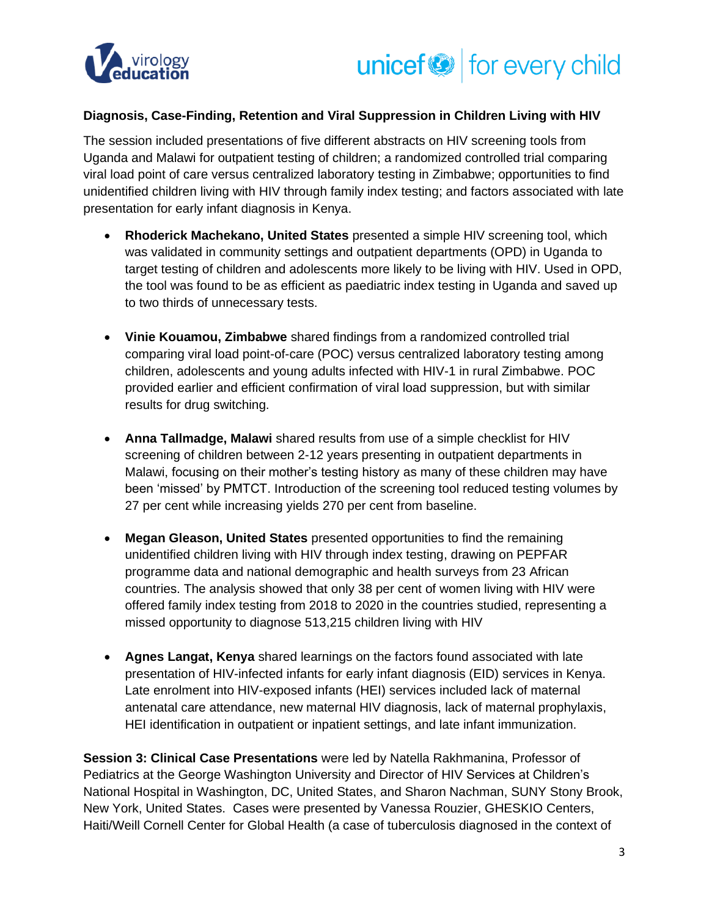**Diagnosis, Case-Finding, Retention and Viral Suppression in Children Living with HIV**

The session included presentations of five different abstracts on HIV screening tools from Uganda and Malawi for outpatient testing of children; a randomized controlled trial comparing viral load point of care versus centralized laboratory testing in Zimbabwe; opportunities to find unidentified children living with HIV through family index testing; and factors associated with late presentation for early infant diagnosis in Kenya.

- **Rhoderick Machekano, United States** presented a simple HIV screening tool, which was validated in community settings and outpatient departments (OPD) in Uganda to target testing of children and adolescents more likely to be living with HIV. Used in OPD, the tool was found to be as efficient as paediatric index testing in Uganda and saved up to two thirds of unnecessary tests.

- **Vinie Kouamou, Zimbabwe** shared findings from a randomized controlled trial comparing viral load point-of-care (POC) versus centralized laboratory testing among children, adolescents and young adults infected with HIV-1 in rural Zimbabwe. POC provided earlier and efficient confirmation of viral load suppression, but with similar results for drug switching.

- **Anna Tallmadge, Malawi** shared results from use of a simple checklist for HIV screening of children between 2-12 years presenting in outpatient departments in Malawi, focusing on their mother's testing history as many of these children may have been 'missed' by PMTCT. Introduction of the screening tool reduced testing volumes by 27 per cent while increasing yields 270 per cent from baseline.

- **Megan Gleason, United States** presented opportunities to find the remaining unidentified children living with HIV through index testing, drawing on PEPFAR programme data and national demographic and health surveys from 23 African countries. The analysis showed that only 38 per cent of women living with HIV were offered family index testing from 2018 to 2020 in the countries studied, representing a missed opportunity to diagnose 513,215 children living with HIV

- **Agnes Langat, Kenya** shared learnings on the factors found associated with late presentation of HIV-infected infants for early infant diagnosis (EID) services in Kenya. Late enrolment into HIV-exposed infants (HEI) services included lack of maternal antenatal care attendance, new maternal HIV diagnosis, lack of maternal prophylaxis, HEI identification in outpatient or inpatient settings, and late infant immunization.

**Session 3: Clinical Case Presentations** were led by Natella Rakhmanina, Professor of Pediatrics at the George Washington University and Director of HIV Services at Children's National Hospital in Washington, DC, United States, and Sharon Nachman, SUNY Stony Brook, New York, United States. Cases were presented by Vanessa Rouzier, GHESKIO Centers, Haiti/Weill Cornell Center for Global Health (a case of tuberculosis diagnosed in the context of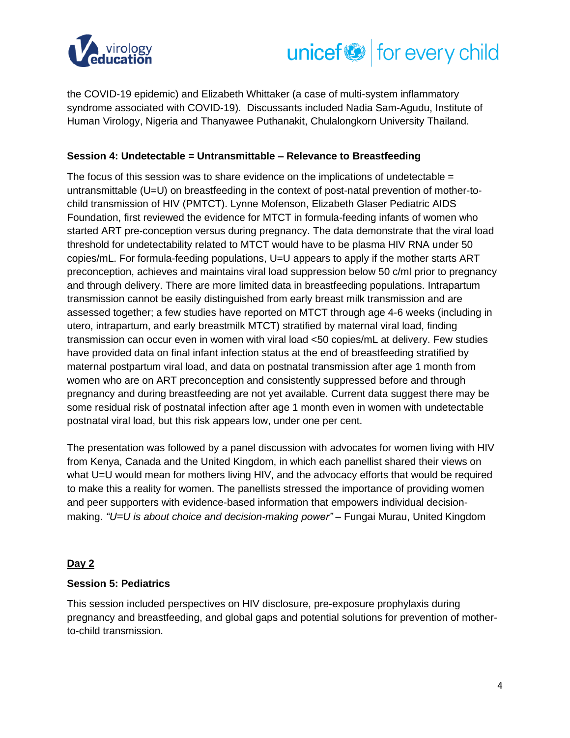the COVID-19 epidemic) and Elizabeth Whittaker (a case of multi-system inflammatory syndrome associated with COVID-19). Discussants included Nadia Sam-Agudu, Institute of Human Virology, Nigeria and Thanyawee Puthanakit, Chulalongkorn University Thailand.

### Session 4: Undetectable = Untransmittable – Relevance to Breastfeeding

The focus of this session was to share evidence on the implications of undetectable = untransmittable (U=U) on breastfeeding in the context of post-natal prevention of mother-to-child transmission of HIV (PMTCT). Lynne Mofenson, Elizabeth Glaser Pediatric AIDS Foundation, first reviewed the evidence for MTCT in formula-feeding infants of women who started ART pre-conception versus during pregnancy. The data demonstrate that the viral load threshold for undetectability related to MTCT would have to be plasma HIV RNA under 50 copies/mL. For formula-feeding populations, U=U appears to apply if the mother starts ART preconception, achieves and maintains viral load suppression below 50 c/ml prior to pregnancy and through delivery. There are more limited data in breastfeeding populations. Intrapartum transmission cannot be easily distinguished from early breast milk transmission and are assessed together; a few studies have reported on MTCT through age 4-6 weeks (including in utero, intrapartum, and early breastmilk MTCT) stratified by maternal viral load, finding transmission can occur even in women with viral load <50 copies/mL at delivery. Few studies have provided data on final infant infection status at the end of breastfeeding stratified by maternal postpartum viral load, and data on postnatal transmission after age 1 month from women who are on ART preconception and consistently suppressed before and through pregnancy and during breastfeeding are not yet available. Current data suggest there may be some residual risk of postnatal infection after age 1 month even in women with undetectable postnatal viral load, but this risk appears low, under one per cent.

The presentation was followed by a panel discussion with advocates for women living with HIV from Kenya, Canada and the United Kingdom, in which each panellist shared their views on what U=U would mean for mothers living HIV, and the advocacy efforts that would be required to make this a reality for women. The panellists stressed the importance of providing women and peer supporters with evidence-based information that empowers individual decision-making. *"U=U is about choice and decision-making power"* – Fungai Murau, United Kingdom

## Day 2

### Session 5: Pediatrics

This session included perspectives on HIV disclosure, pre-exposure prophylaxis during pregnancy and breastfeeding, and global gaps and potential solutions for prevention of mother-to-child transmission.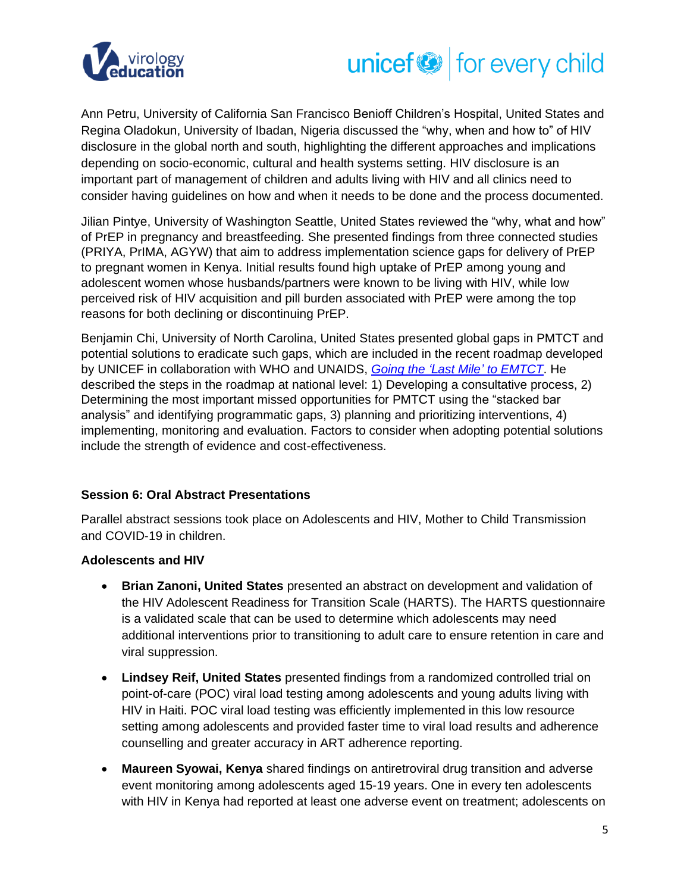Ann Petru, University of California San Francisco Benioff Children's Hospital, United States and Regina Oladokun, University of Ibadan, Nigeria discussed the "why, when and how to" of HIV disclosure in the global north and south, highlighting the different approaches and implications depending on socio-economic, cultural and health systems setting. HIV disclosure is an important part of management of children and adults living with HIV and all clinics need to consider having guidelines on how and when it needs to be done and the process documented.

Jilian Pintye, University of Washington Seattle, United States reviewed the "why, what and how" of PrEP in pregnancy and breastfeeding. She presented findings from three connected studies (PRIYA, PrIMA, AGYW) that aim to address implementation science gaps for delivery of PrEP to pregnant women in Kenya. Initial results found high uptake of PrEP among young and adolescent women whose husbands/partners were known to be living with HIV, while low perceived risk of HIV acquisition and pill burden associated with PrEP were among the top reasons for both declining or discontinuing PrEP.

Benjamin Chi, University of North Carolina, United States presented global gaps in PMTCT and potential solutions to eradicate such gaps, which are included in the recent roadmap developed by UNICEF in collaboration with WHO and UNAIDS, *Going the 'Last Mile' to EMTCT*. He described the steps in the roadmap at national level: 1) Developing a consultative process, 2) Determining the most important missed opportunities for PMTCT using the "stacked bar analysis" and identifying programmatic gaps, 3) planning and prioritizing interventions, 4) implementing, monitoring and evaluation. Factors to consider when adopting potential solutions include the strength of evidence and cost-effectiveness.

**Session 6: Oral Abstract Presentations**

Parallel abstract sessions took place on Adolescents and HIV, Mother to Child Transmission and COVID-19 in children.

**Adolescents and HIV**

- **Brian Zanoni, United States** presented an abstract on development and validation of the HIV Adolescent Readiness for Transition Scale (HARTS). The HARTS questionnaire is a validated scale that can be used to determine which adolescents may need additional interventions prior to transitioning to adult care to ensure retention in care and viral suppression.
- **Lindsey Reif, United States** presented findings from a randomized controlled trial on point-of-care (POC) viral load testing among adolescents and young adults living with HIV in Haiti. POC viral load testing was efficiently implemented in this low resource setting among adolescents and provided faster time to viral load results and adherence counselling and greater accuracy in ART adherence reporting.
- **Maureen Syowai, Kenya** shared findings on antiretroviral drug transition and adverse event monitoring among adolescents aged 15-19 years. One in every ten adolescents with HIV in Kenya had reported at least one adverse event on treatment; adolescents on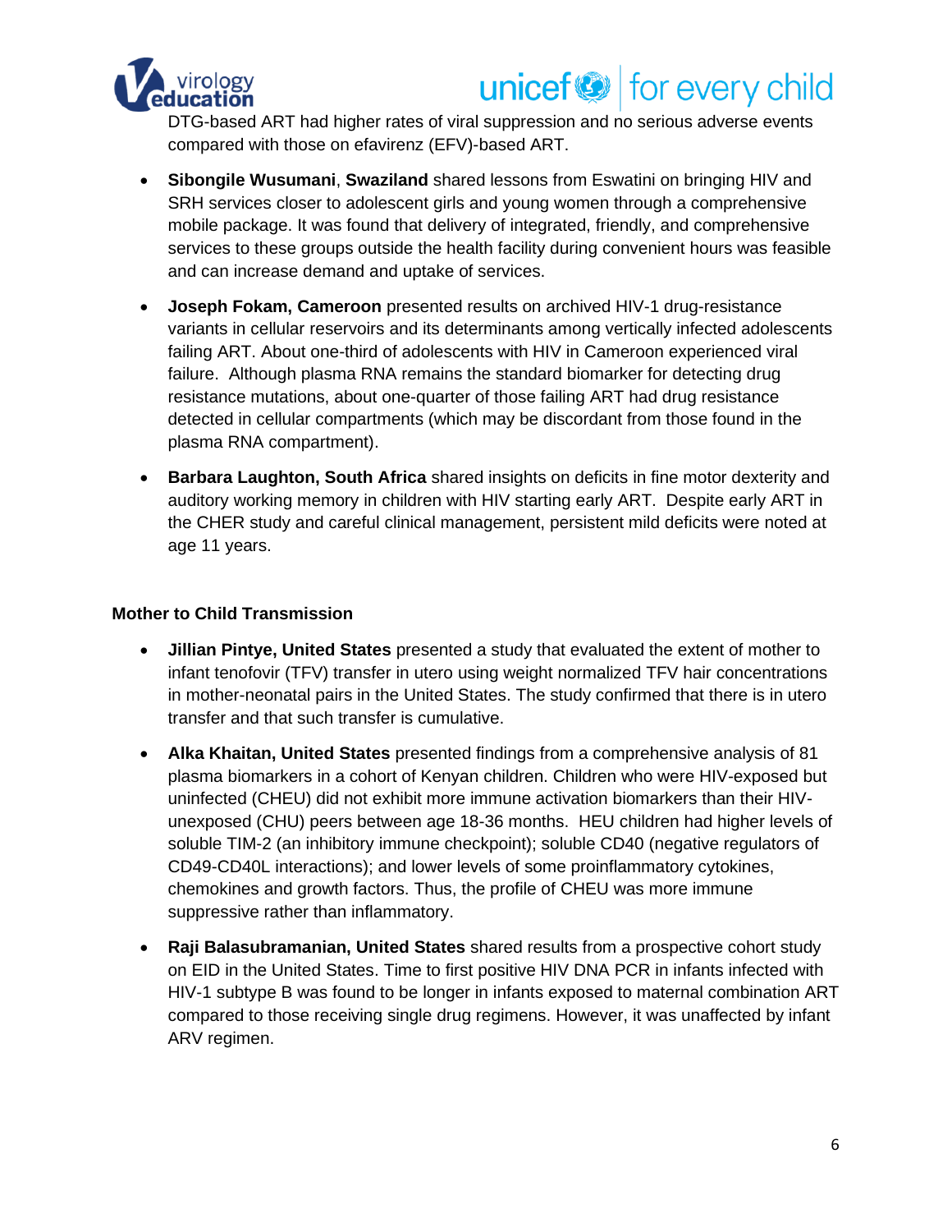DTG-based ART had higher rates of viral suppression and no serious adverse events compared with those on efavirenz (EFV)-based ART.

- **Sibongile Wusumani**, **Swaziland** shared lessons from Eswatini on bringing HIV and SRH services closer to adolescent girls and young women through a comprehensive mobile package. It was found that delivery of integrated, friendly, and comprehensive services to these groups outside the health facility during convenient hours was feasible and can increase demand and uptake of services.
- **Joseph Fokam, Cameroon** presented results on archived HIV-1 drug-resistance variants in cellular reservoirs and its determinants among vertically infected adolescents failing ART. About one-third of adolescents with HIV in Cameroon experienced viral failure. Although plasma RNA remains the standard biomarker for detecting drug resistance mutations, about one-quarter of those failing ART had drug resistance detected in cellular compartments (which may be discordant from those found in the plasma RNA compartment).
- **Barbara Laughton, South Africa** shared insights on deficits in fine motor dexterity and auditory working memory in children with HIV starting early ART. Despite early ART in the CHER study and careful clinical management, persistent mild deficits were noted at age 11 years.

**Mother to Child Transmission**

- **Jillian Pintye, United States** presented a study that evaluated the extent of mother to infant tenofovir (TFV) transfer in utero using weight normalized TFV hair concentrations in mother-neonatal pairs in the United States. The study confirmed that there is in utero transfer and that such transfer is cumulative.
- **Alka Khaitan, United States** presented findings from a comprehensive analysis of 81 plasma biomarkers in a cohort of Kenyan children. Children who were HIV-exposed but uninfected (CHEU) did not exhibit more immune activation biomarkers than their HIV-unexposed (CHU) peers between age 18-36 months. HEU children had higher levels of soluble TIM-2 (an inhibitory immune checkpoint); soluble CD40 (negative regulators of CD49-CD40L interactions); and lower levels of some proinflammatory cytokines, chemokines and growth factors. Thus, the profile of CHEU was more immune suppressive rather than inflammatory.
- **Raji Balasubramanian, United States** shared results from a prospective cohort study on EID in the United States. Time to first positive HIV DNA PCR in infants infected with HIV-1 subtype B was found to be longer in infants exposed to maternal combination ART compared to those receiving single drug regimens. However, it was unaffected by infant ARV regimen.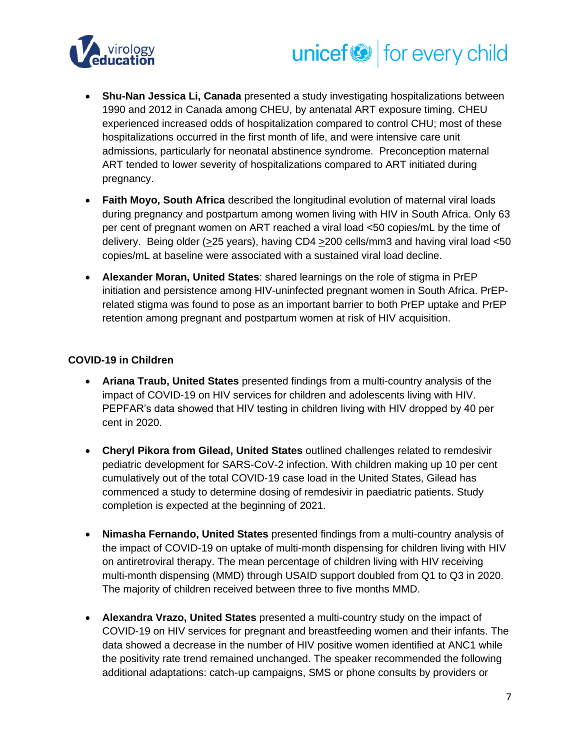- **Shu-Nan Jessica Li, Canada** presented a study investigating hospitalizations between 1990 and 2012 in Canada among CHEU, by antenatal ART exposure timing. CHEU experienced increased odds of hospitalization compared to control CHU; most of these hospitalizations occurred in the first month of life, and were intensive care unit admissions, particularly for neonatal abstinence syndrome. Preconception maternal ART tended to lower severity of hospitalizations compared to ART initiated during pregnancy.
- **Faith Moyo, South Africa** described the longitudinal evolution of maternal viral loads during pregnancy and postpartum among women living with HIV in South Africa. Only 63 per cent of pregnant women on ART reached a viral load <50 copies/mL by the time of delivery. Being older (≥25 years), having CD4 ≥200 cells/mm3 and having viral load <50 copies/mL at baseline were associated with a sustained viral load decline.
- **Alexander Moran, United States**: shared learnings on the role of stigma in PrEP initiation and persistence among HIV-uninfected pregnant women in South Africa. PrEP-related stigma was found to pose as an important barrier to both PrEP uptake and PrEP retention among pregnant and postpartum women at risk of HIV acquisition.

**COVID-19 in Children**

- **Ariana Traub, United States** presented findings from a multi-country analysis of the impact of COVID-19 on HIV services for children and adolescents living with HIV. PEPFAR's data showed that HIV testing in children living with HIV dropped by 40 per cent in 2020.
- **Cheryl Pikora from Gilead, United States** outlined challenges related to remdesivir pediatric development for SARS-CoV-2 infection. With children making up 10 per cent cumulatively out of the total COVID-19 case load in the United States, Gilead has commenced a study to determine dosing of remdesivir in paediatric patients. Study completion is expected at the beginning of 2021.
- **Nimasha Fernando, United States** presented findings from a multi-country analysis of the impact of COVID-19 on uptake of multi-month dispensing for children living with HIV on antiretroviral therapy. The mean percentage of children living with HIV receiving multi-month dispensing (MMD) through USAID support doubled from Q1 to Q3 in 2020. The majority of children received between three to five months MMD.
- **Alexandra Vrazo, United States** presented a multi-country study on the impact of COVID-19 on HIV services for pregnant and breastfeeding women and their infants. The data showed a decrease in the number of HIV positive women identified at ANC1 while the positivity rate trend remained unchanged. The speaker recommended the following additional adaptations: catch-up campaigns, SMS or phone consults by providers or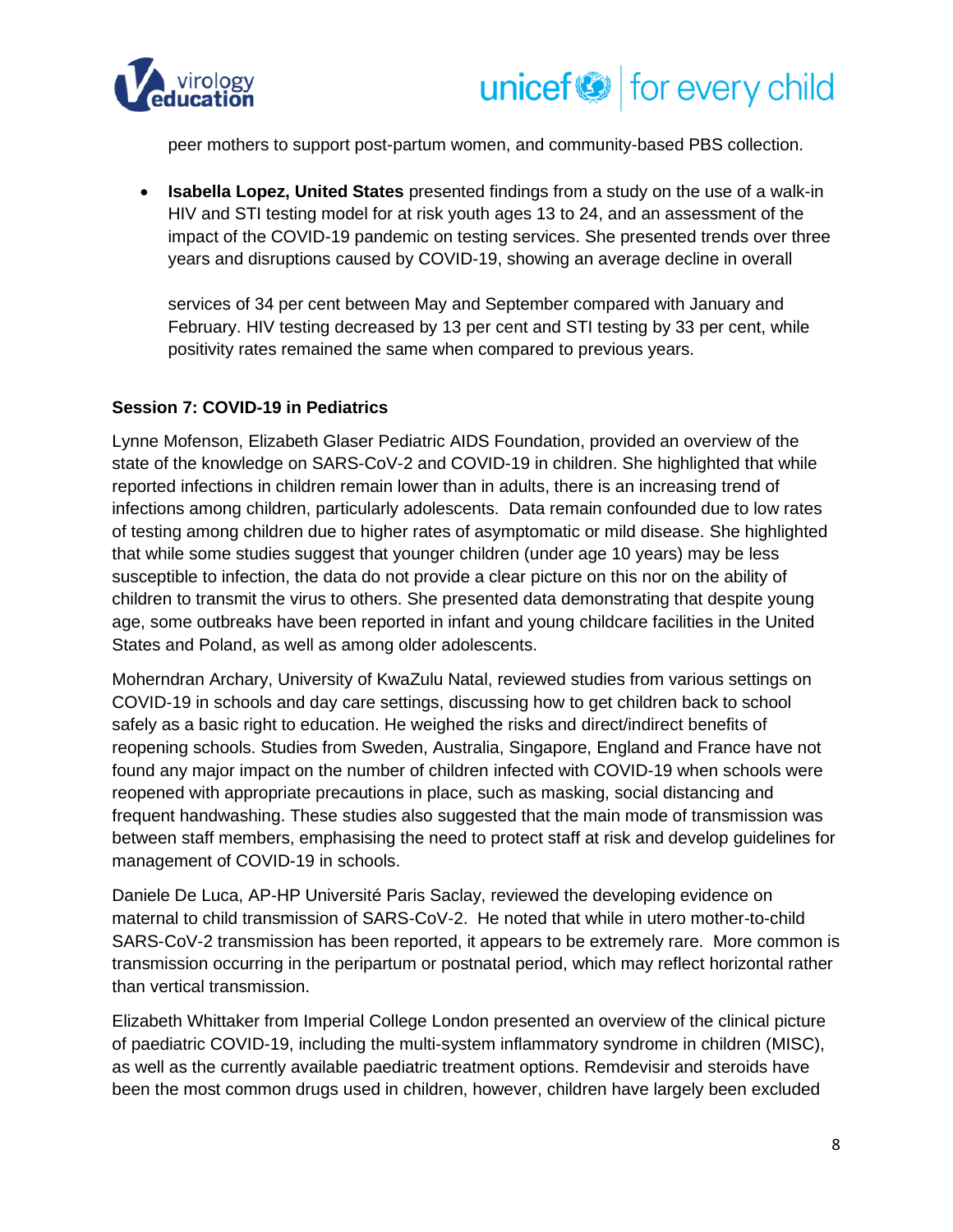peer mothers to support post-partum women, and community-based PBS collection.

- **Isabella Lopez, United States** presented findings from a study on the use of a walk-in HIV and STI testing model for at risk youth ages 13 to 24, and an assessment of the impact of the COVID-19 pandemic on testing services. She presented trends over three years and disruptions caused by COVID-19, showing an average decline in overall services of 34 per cent between May and September compared with January and February. HIV testing decreased by 13 per cent and STI testing by 33 per cent, while positivity rates remained the same when compared to previous years.

**Session 7: COVID-19 in Pediatrics**

Lynne Mofenson, Elizabeth Glaser Pediatric AIDS Foundation, provided an overview of the state of the knowledge on SARS-CoV-2 and COVID-19 in children. She highlighted that while reported infections in children remain lower than in adults, there is an increasing trend of infections among children, particularly adolescents. Data remain confounded due to low rates of testing among children due to higher rates of asymptomatic or mild disease. She highlighted that while some studies suggest that younger children (under age 10 years) may be less susceptible to infection, the data do not provide a clear picture on this nor on the ability of children to transmit the virus to others. She presented data demonstrating that despite young age, some outbreaks have been reported in infant and young childcare facilities in the United States and Poland, as well as among older adolescents.

Moherndran Archary, University of KwaZulu Natal, reviewed studies from various settings on COVID-19 in schools and day care settings, discussing how to get children back to school safely as a basic right to education. He weighed the risks and direct/indirect benefits of reopening schools. Studies from Sweden, Australia, Singapore, England and France have not found any major impact on the number of children infected with COVID-19 when schools were reopened with appropriate precautions in place, such as masking, social distancing and frequent handwashing. These studies also suggested that the main mode of transmission was between staff members, emphasising the need to protect staff at risk and develop guidelines for management of COVID-19 in schools.

Daniele De Luca, AP-HP Université Paris Saclay, reviewed the developing evidence on maternal to child transmission of SARS-CoV-2. He noted that while in utero mother-to-child SARS-CoV-2 transmission has been reported, it appears to be extremely rare. More common is transmission occurring in the peripartum or postnatal period, which may reflect horizontal rather than vertical transmission.

Elizabeth Whittaker from Imperial College London presented an overview of the clinical picture of paediatric COVID-19, including the multi-system inflammatory syndrome in children (MISC), as well as the currently available paediatric treatment options. Remdevisir and steroids have been the most common drugs used in children, however, children have largely been excluded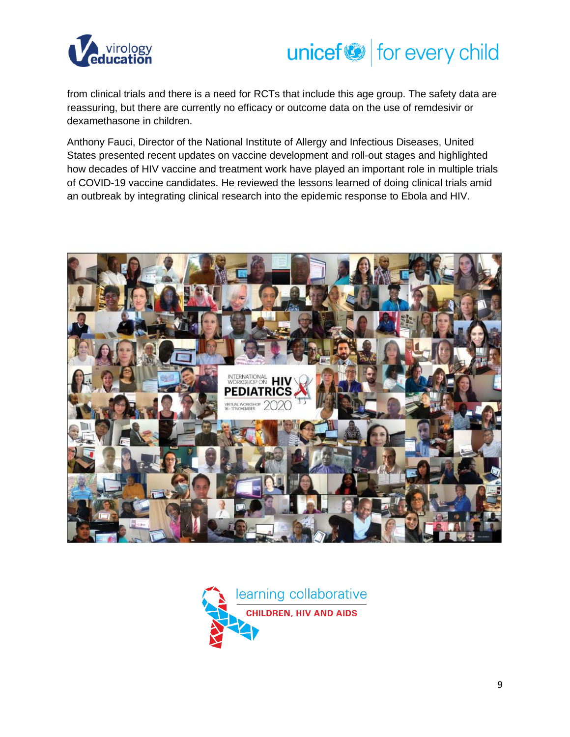from clinical trials and there is a need for RCTs that include this age group. The safety data are reassuring, but there are currently no efficacy or outcome data on the use of remdesivir or dexamethasone in children.

Anthony Fauci, Director of the National Institute of Allergy and Infectious Diseases, United States presented recent updates on vaccine development and roll-out stages and highlighted how decades of HIV vaccine and treatment work have played an important role in multiple trials of COVID-19 vaccine candidates. He reviewed the lessons learned of doing clinical trials amid an outbreak by integrating clinical research into the epidemic response to Ebola and HIV.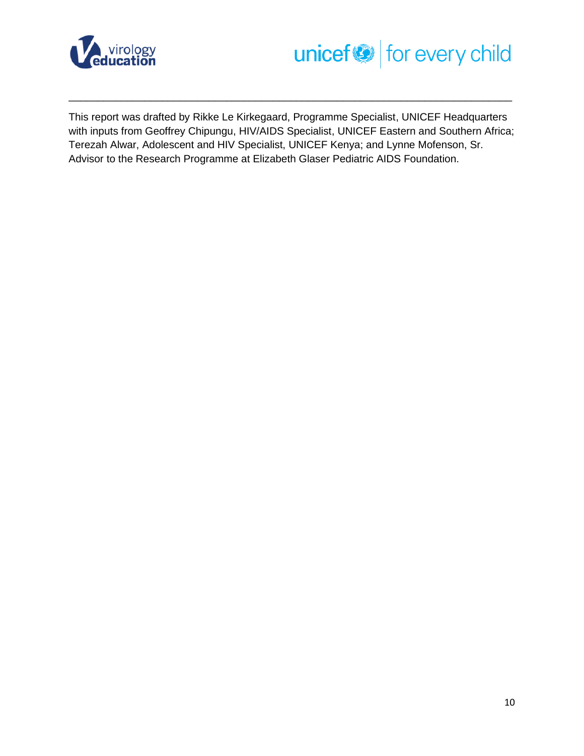This report was drafted by Rikke Le Kirkegaard, Programme Specialist, UNICEF Headquarters with inputs from Geoffrey Chipungu, HIV/AIDS Specialist, UNICEF Eastern and Southern Africa; Terezah Alwar, Adolescent and HIV Specialist, UNICEF Kenya; and Lynne Mofenson, Sr. Advisor to the Research Programme at Elizabeth Glaser Pediatric AIDS Foundation.